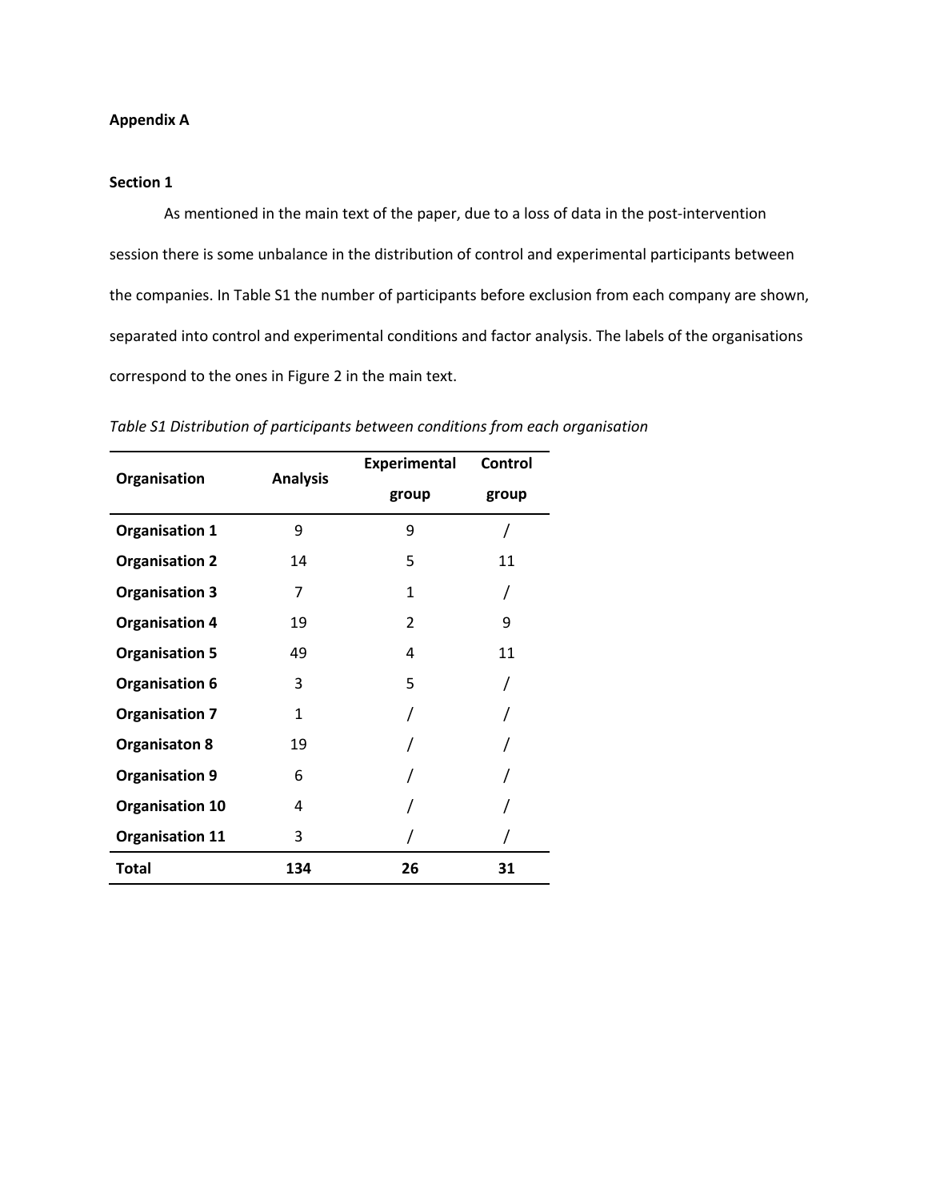**Appendix A**

**Section 1**

As mentioned in the main text of the paper, due to a loss of data in the post-intervention session there is some unbalance in the distribution of control and experimental participants between the companies. In Table S1 the number of participants before exclusion from each company are shown, separated into control and experimental conditions and factor analysis. The labels of the organisations correspond to the ones in Figure 2 in the main text.

*Table S1 Distribution of participants between conditions from each organisation*

| Organisation | Analysis | Experimental group | Control group |
|---|---|---|---|
| **Organisation 1** | 9 | 9 | / |
| **Organisation 2** | 14 | 5 | 11 |
| **Organisation 3** | 7 | 1 | / |
| **Organisation 4** | 19 | 2 | 9 |
| **Organisation 5** | 49 | 4 | 11 |
| **Organisation 6** | 3 | 5 | / |
| **Organisation 7** | 1 | / | / |
| **Organisaton 8** | 19 | / | / |
| **Organisation 9** | 6 | / | / |
| **Organisation 10** | 4 | / | / |
| **Organisation 11** | 3 | / | / |
| **Total** | **134** | **26** | **31** |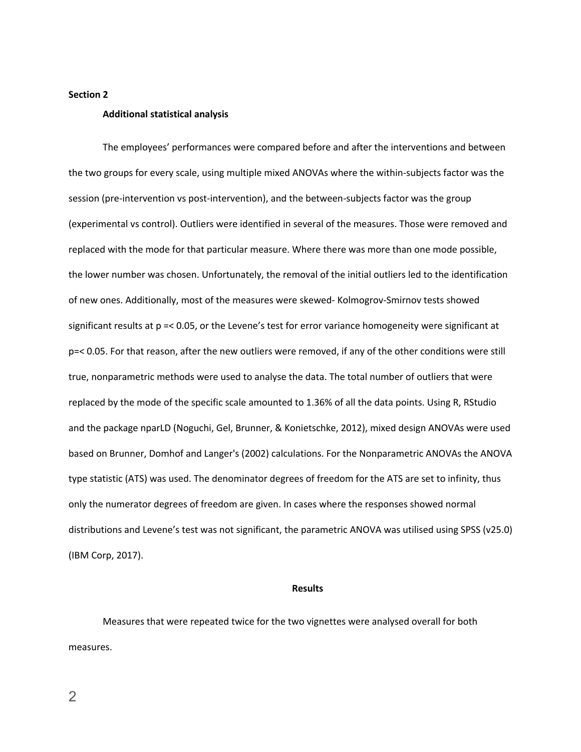**Section 2**

**Additional statistical analysis**

The employees' performances were compared before and after the interventions and between the two groups for every scale, using multiple mixed ANOVAs where the within-subjects factor was the session (pre-intervention vs post-intervention), and the between-subjects factor was the group (experimental vs control). Outliers were identified in several of the measures. Those were removed and replaced with the mode for that particular measure. Where there was more than one mode possible, the lower number was chosen. Unfortunately, the removal of the initial outliers led to the identification of new ones. Additionally, most of the measures were skewed- Kolmogrov-Smirnov tests showed significant results at $p =< 0.05$, or the Levene's test for error variance homogeneity were significant at $p =< 0.05$. For that reason, after the new outliers were removed, if any of the other conditions were still true, nonparametric methods were used to analyse the data. The total number of outliers that were replaced by the mode of the specific scale amounted to 1.36% of all the data points. Using R, RStudio and the package nparLD (Noguchi, Gel, Brunner, & Konietschke, 2012), mixed design ANOVAs were used based on Brunner, Domhof and Langer's (2002) calculations. For the Nonparametric ANOVAs the ANOVA type statistic (ATS) was used. The denominator degrees of freedom for the ATS are set to infinity, thus only the numerator degrees of freedom are given. In cases where the responses showed normal distributions and Levene's test was not significant, the parametric ANOVA was utilised using SPSS (v25.0) (IBM Corp, 2017).

**Results**

Measures that were repeated twice for the two vignettes were analysed overall for both measures.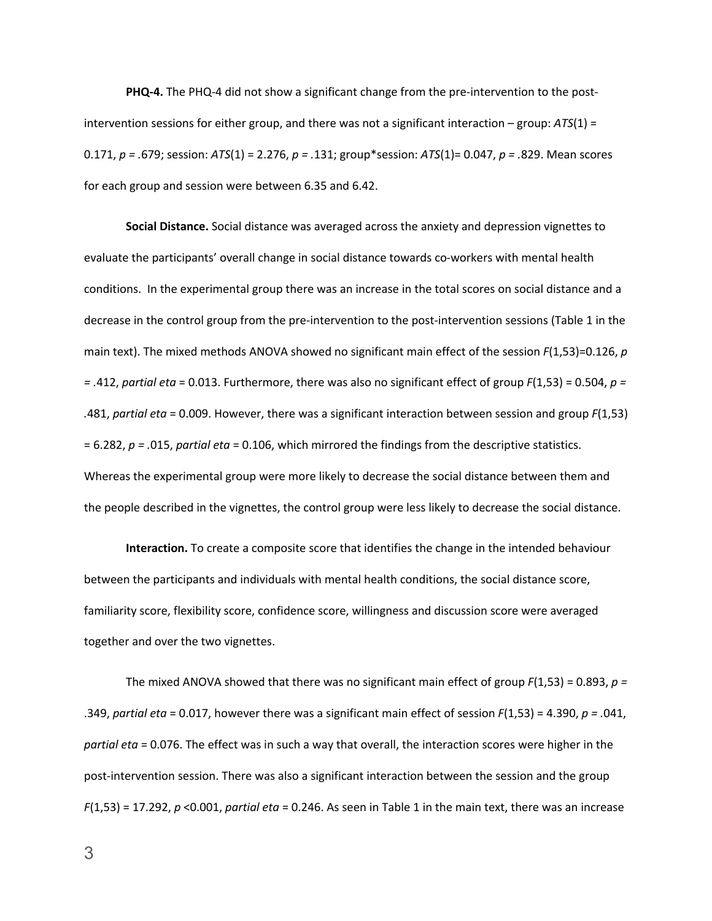**PHQ-4.** The PHQ-4 did not show a significant change from the pre-intervention to the post-intervention sessions for either group, and there was not a significant interaction – group: $ATS(1) = 0.171$, $p = .679$; session: $ATS(1) = 2.276$, $p = .131$; group*session: $ATS(1)= 0.047$, $p = .829$. Mean scores for each group and session were between 6.35 and 6.42.

**Social Distance.** Social distance was averaged across the anxiety and depression vignettes to evaluate the participants' overall change in social distance towards co-workers with mental health conditions. In the experimental group there was an increase in the total scores on social distance and a decrease in the control group from the pre-intervention to the post-intervention sessions (Table 1 in the main text). The mixed methods ANOVA showed no significant main effect of the session $F(1,53)=0.126$, $p = .412$, *partial eta* = 0.013. Furthermore, there was also no significant effect of group $F(1,53) = 0.504$, $p = .481$, *partial eta* = 0.009. However, there was a significant interaction between session and group $F(1,53) = 6.282$, $p = .015$, *partial eta* = 0.106, which mirrored the findings from the descriptive statistics. Whereas the experimental group were more likely to decrease the social distance between them and the people described in the vignettes, the control group were less likely to decrease the social distance.

**Interaction.** To create a composite score that identifies the change in the intended behaviour between the participants and individuals with mental health conditions, the social distance score, familiarity score, flexibility score, confidence score, willingness and discussion score were averaged together and over the two vignettes.

The mixed ANOVA showed that there was no significant main effect of group $F(1,53) = 0.893$, $p = .349$, *partial eta* = 0.017, however there was a significant main effect of session $F(1,53) = 4.390$, $p = .041$, *partial eta* = 0.076. The effect was in such a way that overall, the interaction scores were higher in the post-intervention session. There was also a significant interaction between the session and the group $F(1,53) = 17.292$, $p <0.001$, *partial eta* = 0.246. As seen in Table 1 in the main text, there was an increase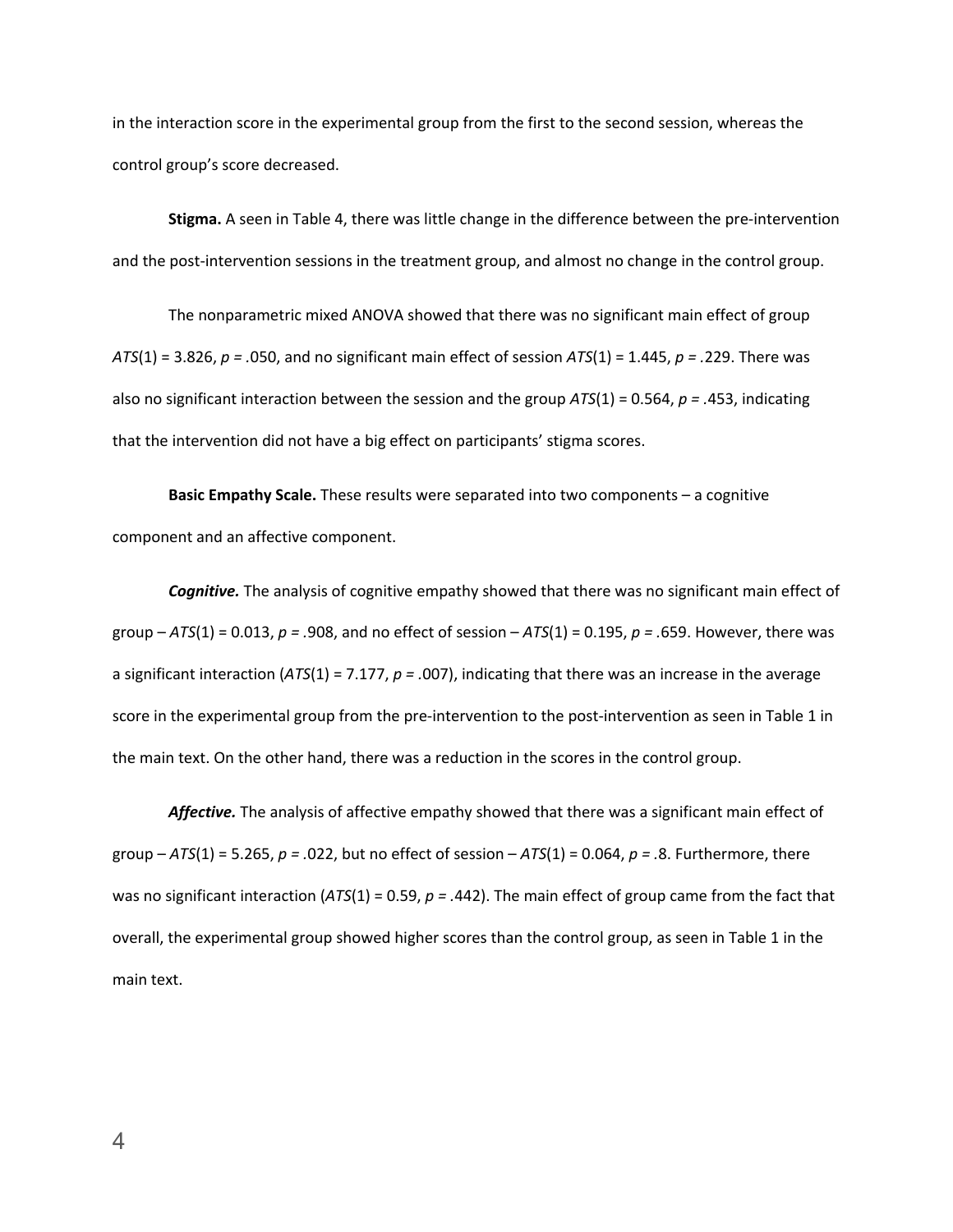in the interaction score in the experimental group from the first to the second session, whereas the control group's score decreased.

**Stigma.** A seen in Table 4, there was little change in the difference between the pre-intervention and the post-intervention sessions in the treatment group, and almost no change in the control group.

The nonparametric mixed ANOVA showed that there was no significant main effect of group $ATS(1) = 3.826$, $p = .050$, and no significant main effect of session $ATS(1) = 1.445$, $p = .229$. There was also no significant interaction between the session and the group $ATS(1) = 0.564$, $p = .453$, indicating that the intervention did not have a big effect on participants' stigma scores.

**Basic Empathy Scale.** These results were separated into two components – a cognitive component and an affective component.

***Cognitive.*** The analysis of cognitive empathy showed that there was no significant main effect of group – $ATS(1) = 0.013$, $p = .908$, and no effect of session – $ATS(1) = 0.195$, $p = .659$. However, there was a significant interaction ($ATS(1) = 7.177$, $p = .007$), indicating that there was an increase in the average score in the experimental group from the pre-intervention to the post-intervention as seen in Table 1 in the main text. On the other hand, there was a reduction in the scores in the control group.

***Affective.*** The analysis of affective empathy showed that there was a significant main effect of group – $ATS(1) = 5.265$, $p = .022$, but no effect of session – $ATS(1) = 0.064$, $p = .8$. Furthermore, there was no significant interaction ($ATS(1) = 0.59$, $p = .442$). The main effect of group came from the fact that overall, the experimental group showed higher scores than the control group, as seen in Table 1 in the main text.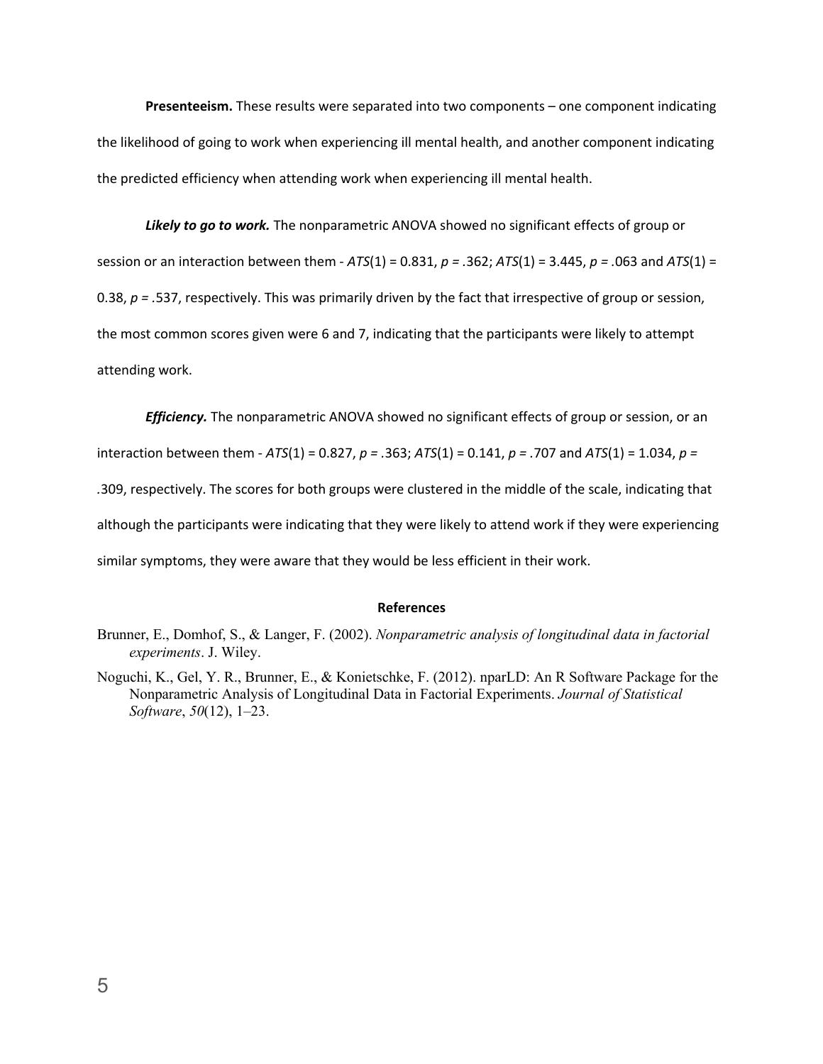**Presenteeism.** These results were separated into two components – one component indicating the likelihood of going to work when experiencing ill mental health, and another component indicating the predicted efficiency when attending work when experiencing ill mental health.

***Likely to go to work.*** The nonparametric ANOVA showed no significant effects of group or session or an interaction between them - $ATS(1) = 0.831$, $p = .362$; $ATS(1) = 3.445$, $p = .063$ and $ATS(1) = 0.38$, $p = .537$, respectively. This was primarily driven by the fact that irrespective of group or session, the most common scores given were 6 and 7, indicating that the participants were likely to attempt attending work.

***Efficiency.*** The nonparametric ANOVA showed no significant effects of group or session, or an interaction between them - $ATS(1) = 0.827$, $p = .363$; $ATS(1) = 0.141$, $p = .707$ and $ATS(1) = 1.034$, $p = .309$, respectively. The scores for both groups were clustered in the middle of the scale, indicating that although the participants were indicating that they were likely to attend work if they were experiencing similar symptoms, they were aware that they would be less efficient in their work.

## References

Brunner, E., Domhof, S., & Langer, F. (2002). *Nonparametric analysis of longitudinal data in factorial experiments*. J. Wiley.

Noguchi, K., Gel, Y. R., Brunner, E., & Konietschke, F. (2012). nparLD: An R Software Package for the Nonparametric Analysis of Longitudinal Data in Factorial Experiments. *Journal of Statistical Software*, *50*(12), 1–23.